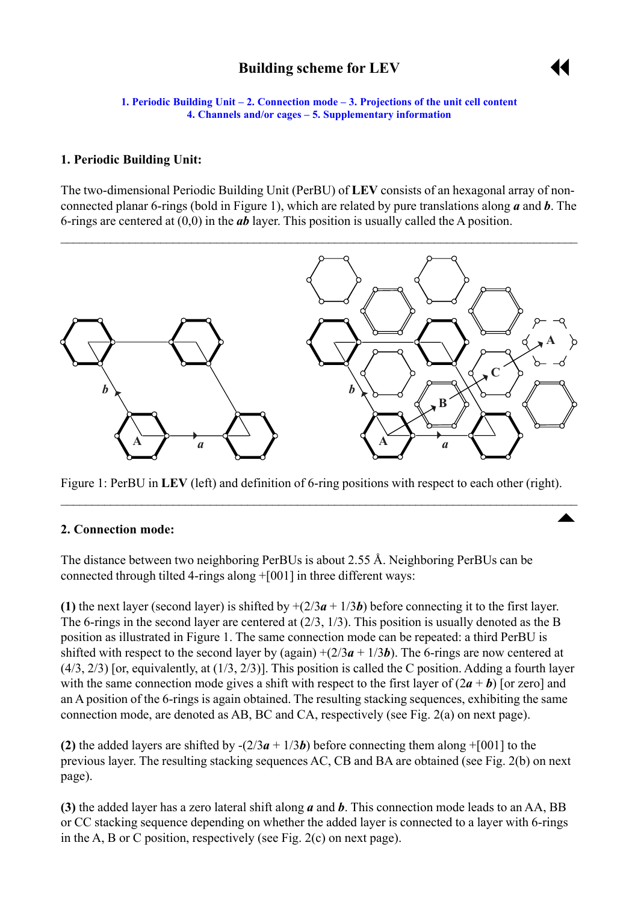# Building scheme for LEV

1. Periodic Building Unit – 2. Connection mode – 3. Projections of the unit cell content
4. Channels and/or cages – 5. Supplementary information

## 1. Periodic Building Unit:

The two-dimensional Periodic Building Unit (PerBU) of **LEV** consists of an hexagonal array of non-connected planar 6-rings (bold in Figure 1), which are related by pure translations along ***a*** and ***b***. The 6-rings are centered at (0,0) in the ***ab*** layer. This position is usually called the A position.

Figure 1: PerBU in **LEV** (left) and definition of 6-ring positions with respect to each other (right).

## 2. Connection mode:

The distance between two neighboring PerBUs is about 2.55 Å. Neighboring PerBUs can be connected through tilted 4-rings along +[001] in three different ways:

**(1)** the next layer (second layer) is shifted by +(2/3***a*** + 1/3***b***) before connecting it to the first layer. The 6-rings in the second layer are centered at (2/3, 1/3). This position is usually denoted as the B position as illustrated in Figure 1. The same connection mode can be repeated: a third PerBU is shifted with respect to the second layer by (again) +(2/3***a*** + 1/3***b***). The 6-rings are now centered at (4/3, 2/3) [or, equivalently, at (1/3, 2/3)]. This position is called the C position. Adding a fourth layer with the same connection mode gives a shift with respect to the first layer of (2***a*** + ***b***) [or zero] and an A position of the 6-rings is again obtained. The resulting stacking sequences, exhibiting the same connection mode, are denoted as AB, BC and CA, respectively (see Fig. 2(a) on next page).

**(2)** the added layers are shifted by -(2/3***a*** + 1/3***b***) before connecting them along +[001] to the previous layer. The resulting stacking sequences AC, CB and BA are obtained (see Fig. 2(b) on next page).

**(3)** the added layer has a zero lateral shift along ***a*** and ***b***. This connection mode leads to an AA, BB or CC stacking sequence depending on whether the added layer is connected to a layer with 6-rings in the A, B or C position, respectively (see Fig. 2(c) on next page).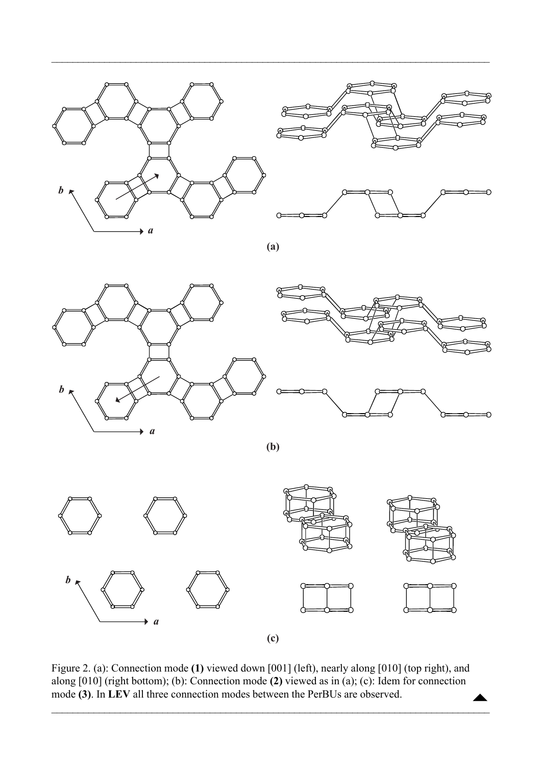Figure 2. (a): Connection mode **(1)** viewed down [001] (left), nearly along [010] (top right), and along [010] (right bottom); (b): Connection mode **(2)** viewed as in (a); (c): Idem for connection mode **(3)**. In **LEV** all three connection modes between the PerBUs are observed.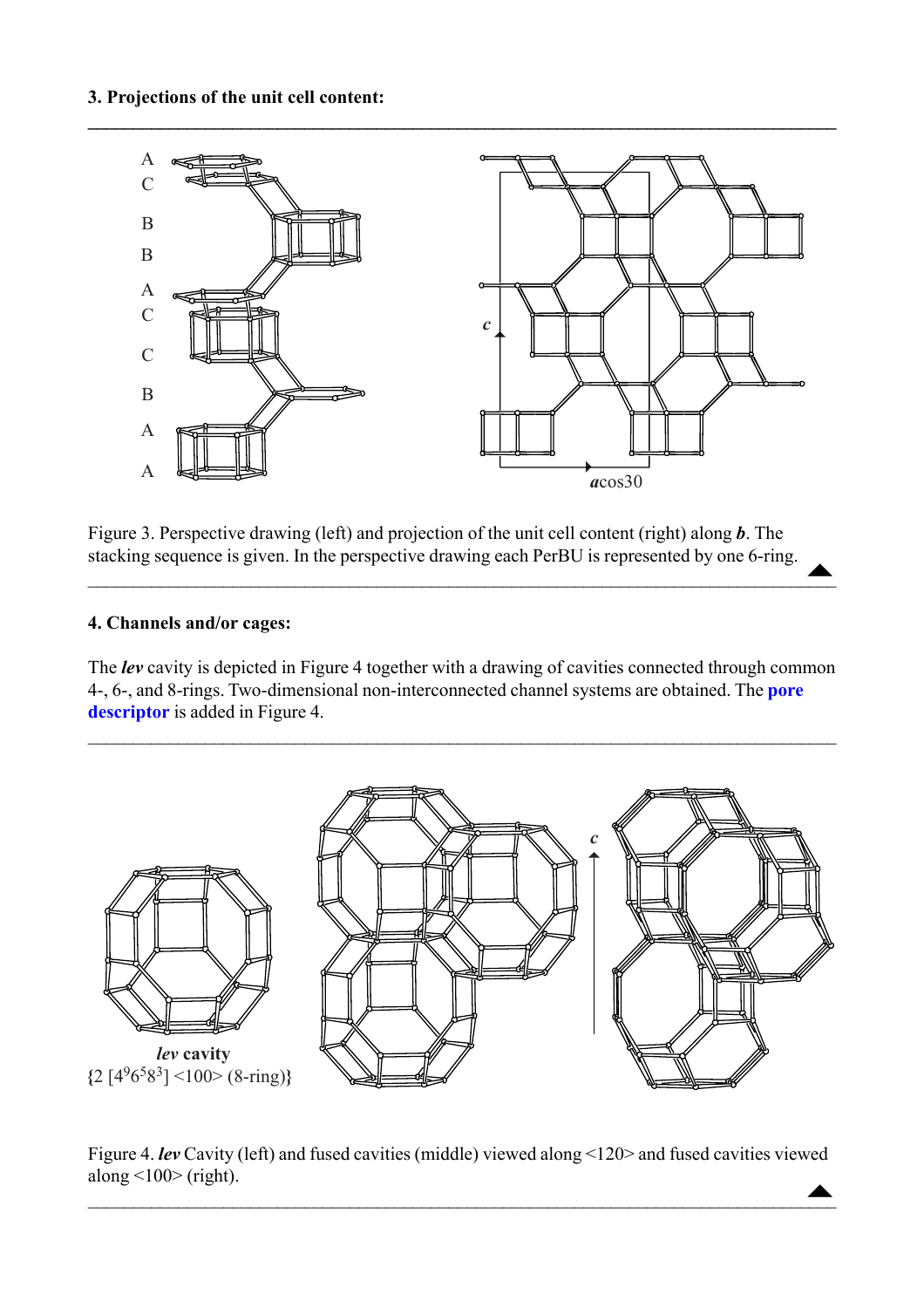**3. Projections of the unit cell content:**

Figure 3. Perspective drawing (left) and projection of the unit cell content (right) along ***b***. The stacking sequence is given. In the perspective drawing each PerBU is represented by one 6-ring.

**4. Channels and/or cages:**

The ***lev*** cavity is depicted in Figure 4 together with a drawing of cavities connected through common 4-, 6-, and 8-rings. Two-dimensional non-interconnected channel systems are obtained. The **pore descriptor** is added in Figure 4.

***lev*** **cavity**
{2 [$4^9 6^5 8^3$] <100> (8-ring)}

Figure 4. ***lev*** Cavity (left) and fused cavities (middle) viewed along <120> and fused cavities viewed along <100> (right).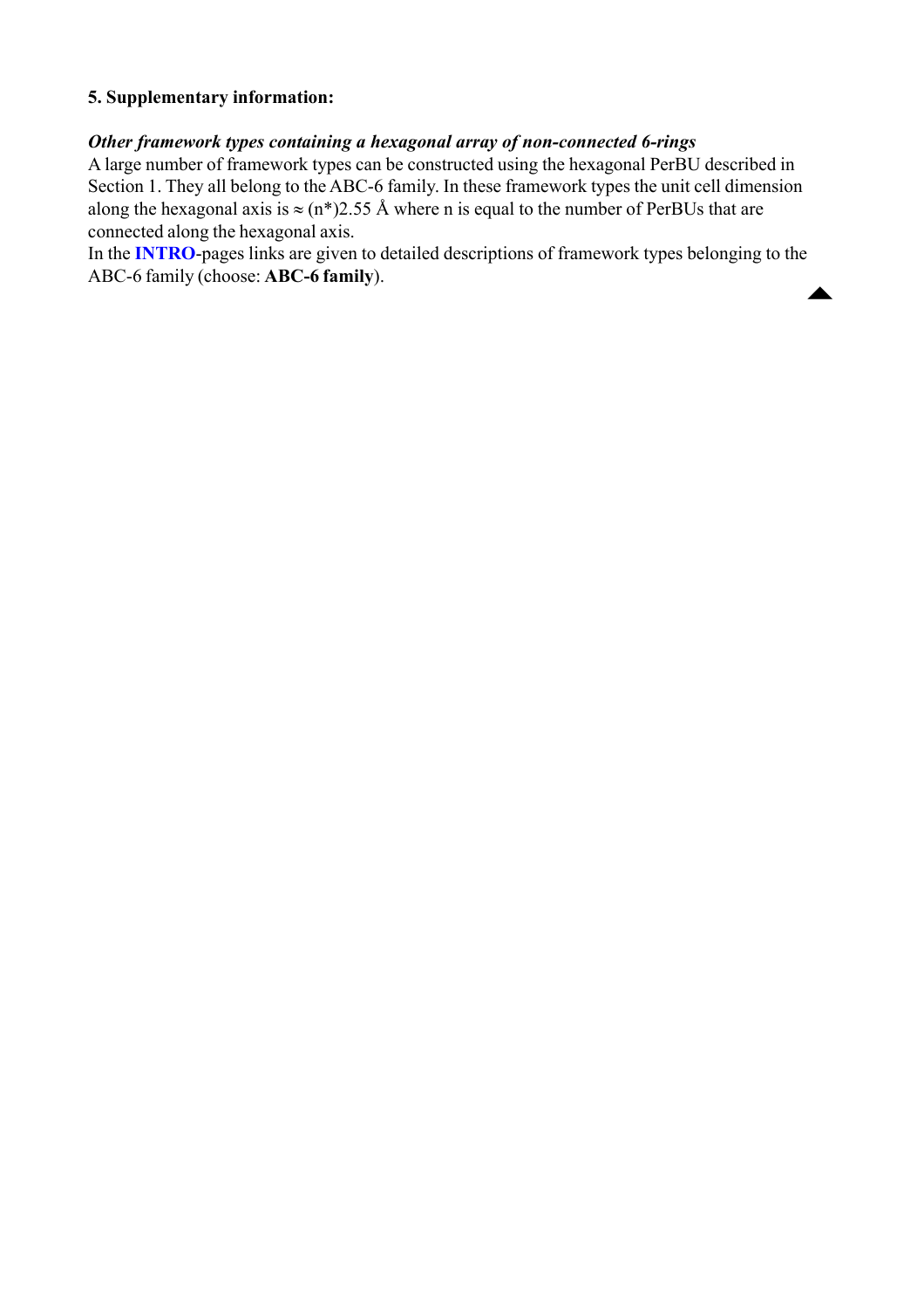**5. Supplementary information:**

***Other framework types containing a hexagonal array of non-connected 6-rings***

A large number of framework types can be constructed using the hexagonal PerBU described in Section 1. They all belong to the ABC-6 family. In these framework types the unit cell dimension along the hexagonal axis is ≈ (n*)2.55 Å where n is equal to the number of PerBUs that are connected along the hexagonal axis.

In the **INTRO**-pages links are given to detailed descriptions of framework types belonging to the ABC-6 family (choose: **ABC-6 family**).